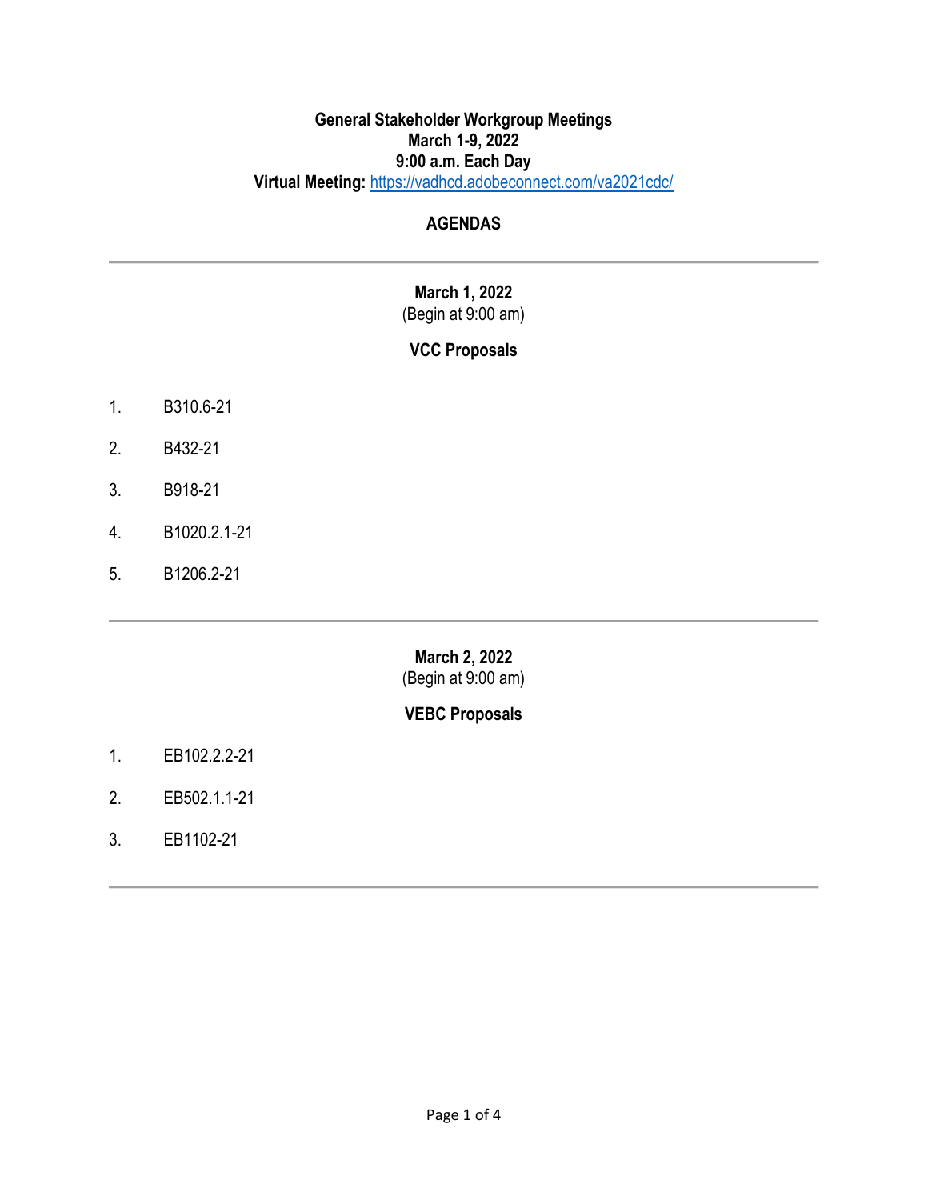**General Stakeholder Workgroup Meetings**
**March 1-9, 2022**
**9:00 a.m. Each Day**
**Virtual Meeting:** https://vadhcd.adobeconnect.com/va2021cdc/

## AGENDAS

---

### March 1, 2022

(Begin at 9:00 am)

**VCC Proposals**

1. B310.6-21
2. B432-21
3. B918-21
4. B1020.2.1-21
5. B1206.2-21

---

### March 2, 2022

(Begin at 9:00 am)

**VEBC Proposals**

1. EB102.2.2-21
2. EB502.1.1-21
3. EB1102-21

---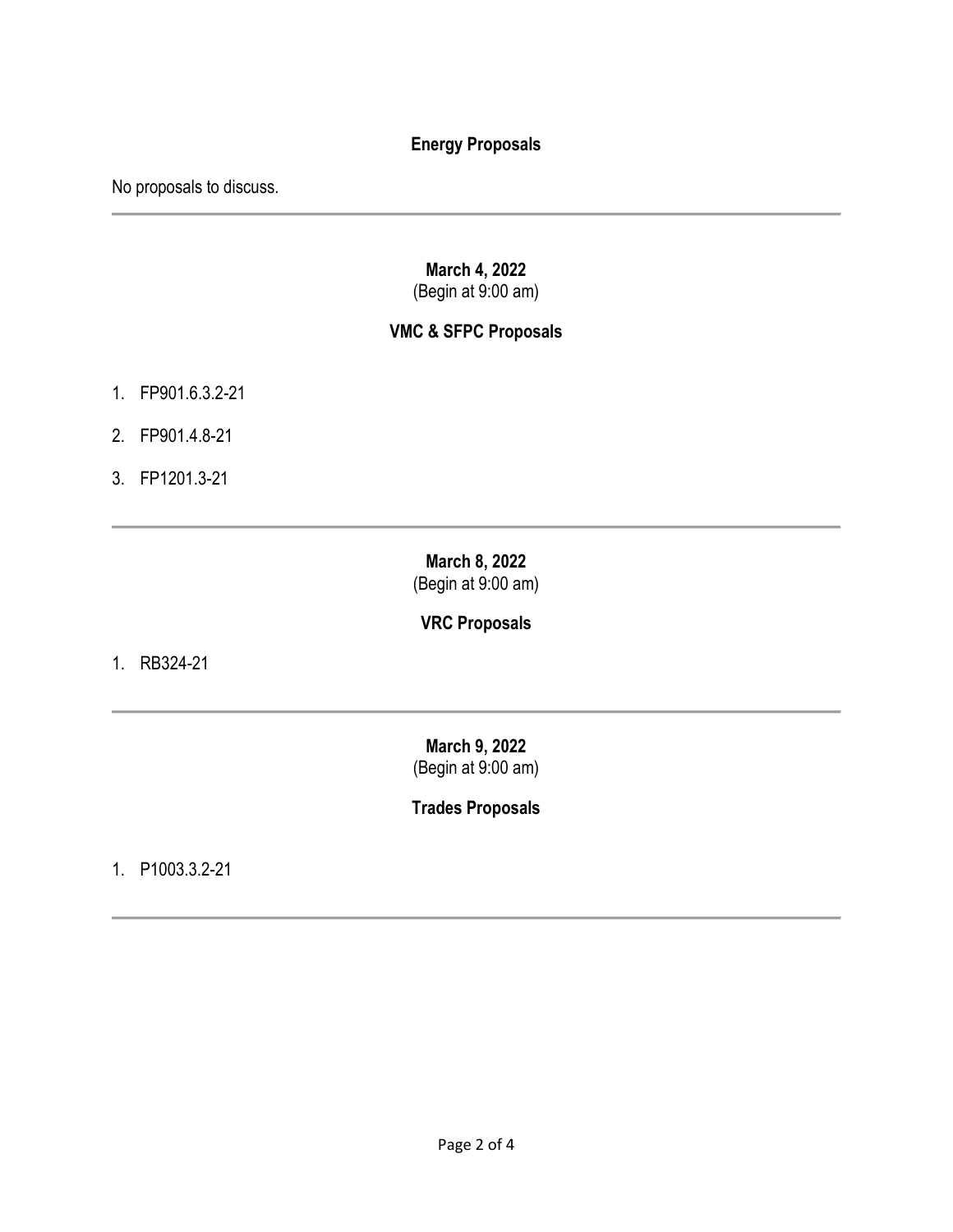## Energy Proposals

No proposals to discuss.

---

## March 4, 2022

(Begin at 9:00 am)

### VMC & SFPC Proposals

1. FP901.6.3.2-21
2. FP901.4.8-21
3. FP1201.3-21

---

## March 8, 2022

(Begin at 9:00 am)

### VRC Proposals

1. RB324-21

---

## March 9, 2022

(Begin at 9:00 am)

### Trades Proposals

1. P1003.3.2-21

---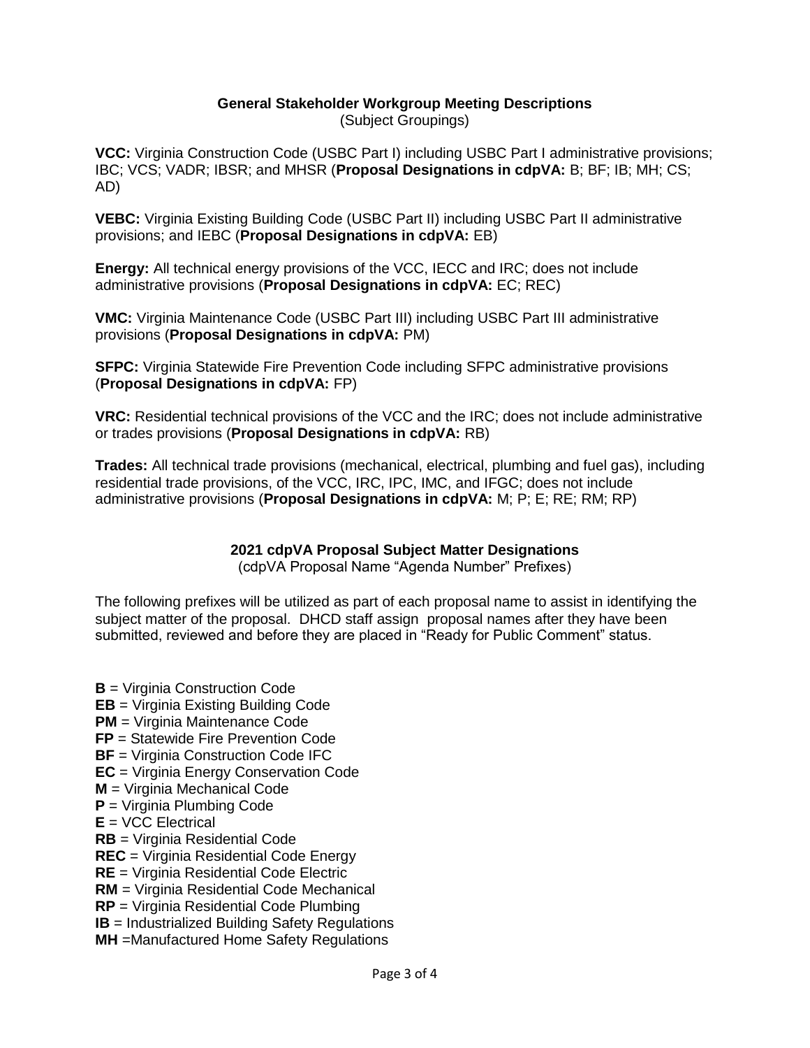## General Stakeholder Workgroup Meeting Descriptions

(Subject Groupings)

**VCC:** Virginia Construction Code (USBC Part I) including USBC Part I administrative provisions; IBC; VCS; VADR; IBSR; and MHSR (**Proposal Designations in cdpVA:** B; BF; IB; MH; CS; AD)

**VEBC:** Virginia Existing Building Code (USBC Part II) including USBC Part II administrative provisions; and IEBC (**Proposal Designations in cdpVA:** EB)

**Energy:** All technical energy provisions of the VCC, IECC and IRC; does not include administrative provisions (**Proposal Designations in cdpVA:** EC; REC)

**VMC:** Virginia Maintenance Code (USBC Part III) including USBC Part III administrative provisions (**Proposal Designations in cdpVA:** PM)

**SFPC:** Virginia Statewide Fire Prevention Code including SFPC administrative provisions (**Proposal Designations in cdpVA:** FP)

**VRC:** Residential technical provisions of the VCC and the IRC; does not include administrative or trades provisions (**Proposal Designations in cdpVA:** RB)

**Trades:** All technical trade provisions (mechanical, electrical, plumbing and fuel gas), including residential trade provisions, of the VCC, IRC, IPC, IMC, and IFGC; does not include administrative provisions (**Proposal Designations in cdpVA:** M; P; E; RE; RM; RP)

## 2021 cdpVA Proposal Subject Matter Designations

(cdpVA Proposal Name "Agenda Number" Prefixes)

The following prefixes will be utilized as part of each proposal name to assist in identifying the subject matter of the proposal. DHCD staff assign proposal names after they have been submitted, reviewed and before they are placed in "Ready for Public Comment" status.

**B** = Virginia Construction Code
**EB** = Virginia Existing Building Code
**PM** = Virginia Maintenance Code
**FP** = Statewide Fire Prevention Code
**BF** = Virginia Construction Code IFC
**EC** = Virginia Energy Conservation Code
**M** = Virginia Mechanical Code
**P** = Virginia Plumbing Code
**E** = VCC Electrical
**RB** = Virginia Residential Code
**REC** = Virginia Residential Code Energy
**RE** = Virginia Residential Code Electric
**RM** = Virginia Residential Code Mechanical
**RP** = Virginia Residential Code Plumbing
**IB** = Industrialized Building Safety Regulations
**MH** =Manufactured Home Safety Regulations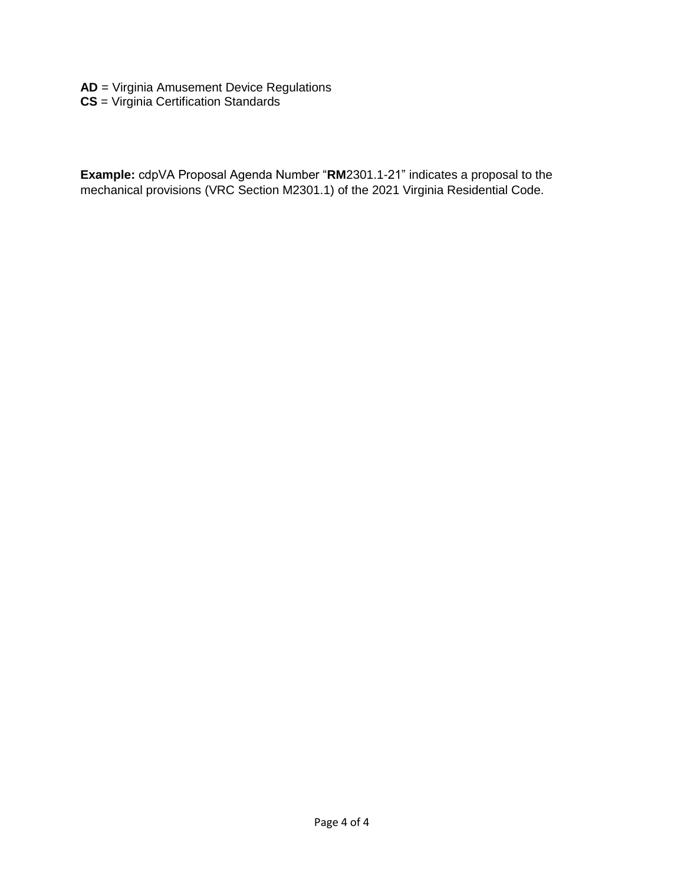**AD** = Virginia Amusement Device Regulations
**CS** = Virginia Certification Standards

**Example:** cdpVA Proposal Agenda Number "**RM**2301.1-21" indicates a proposal to the mechanical provisions (VRC Section M2301.1) of the 2021 Virginia Residential Code.